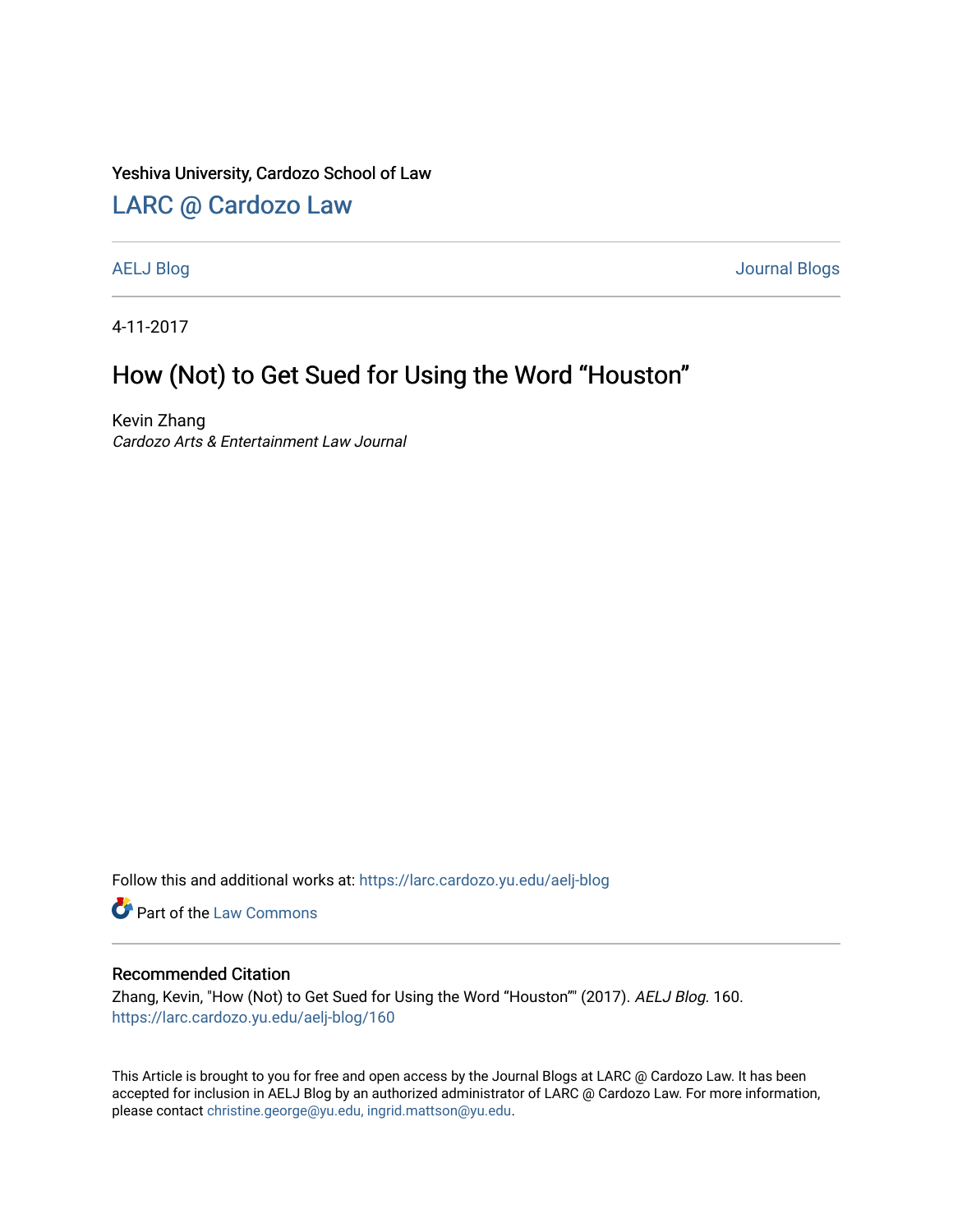Yeshiva University, Cardozo School of Law

# LARC @ Cardozo Law

AELJ Blog | Journal Blogs

4-11-2017

# How (Not) to Get Sued for Using the Word “Houston”

Kevin Zhang
*Cardozo Arts & Entertainment Law Journal*

Follow this and additional works at: https://larc.cardozo.yu.edu/aelj-blog

Part of the Law Commons

## Recommended Citation

Zhang, Kevin, "How (Not) to Get Sued for Using the Word “Houston”" (2017). *AELJ Blog*. 160.
https://larc.cardozo.yu.edu/aelj-blog/160

This Article is brought to you for free and open access by the Journal Blogs at LARC @ Cardozo Law. It has been accepted for inclusion in AELJ Blog by an authorized administrator of LARC @ Cardozo Law. For more information, please contact christine.george@yu.edu, ingrid.mattson@yu.edu.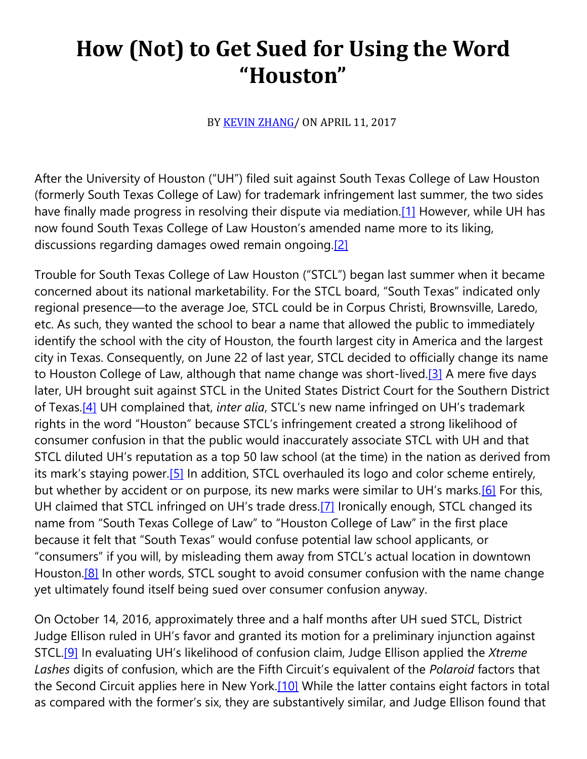# How (Not) to Get Sued for Using the Word "Houston"

BY [KEVIN ZHANG](#)/ ON APRIL 11, 2017

After the University of Houston ("UH") filed suit against South Texas College of Law Houston (formerly South Texas College of Law) for trademark infringement last summer, the two sides have finally made progress in resolving their dispute via mediation.[1] However, while UH has now found South Texas College of Law Houston's amended name more to its liking, discussions regarding damages owed remain ongoing.[2]

Trouble for South Texas College of Law Houston ("STCL") began last summer when it became concerned about its national marketability. For the STCL board, "South Texas" indicated only regional presence—to the average Joe, STCL could be in Corpus Christi, Brownsville, Laredo, etc. As such, they wanted the school to bear a name that allowed the public to immediately identify the school with the city of Houston, the fourth largest city in America and the largest city in Texas. Consequently, on June 22 of last year, STCL decided to officially change its name to Houston College of Law, although that name change was short-lived.[3] A mere five days later, UH brought suit against STCL in the United States District Court for the Southern District of Texas.[4] UH complained that, *inter alia*, STCL's new name infringed on UH's trademark rights in the word "Houston" because STCL's infringement created a strong likelihood of consumer confusion in that the public would inaccurately associate STCL with UH and that STCL diluted UH's reputation as a top 50 law school (at the time) in the nation as derived from its mark's staying power.[5] In addition, STCL overhauled its logo and color scheme entirely, but whether by accident or on purpose, its new marks were similar to UH's marks.[6] For this, UH claimed that STCL infringed on UH's trade dress.[7] Ironically enough, STCL changed its name from "South Texas College of Law" to "Houston College of Law" in the first place because it felt that "South Texas" would confuse potential law school applicants, or "consumers" if you will, by misleading them away from STCL's actual location in downtown Houston.[8] In other words, STCL sought to avoid consumer confusion with the name change yet ultimately found itself being sued over consumer confusion anyway.

On October 14, 2016, approximately three and a half months after UH sued STCL, District Judge Ellison ruled in UH's favor and granted its motion for a preliminary injunction against STCL.[9] In evaluating UH's likelihood of confusion claim, Judge Ellison applied the *Xtreme Lashes* digits of confusion, which are the Fifth Circuit's equivalent of the *Polaroid* factors that the Second Circuit applies here in New York.[10] While the latter contains eight factors in total as compared with the former's six, they are substantively similar, and Judge Ellison found that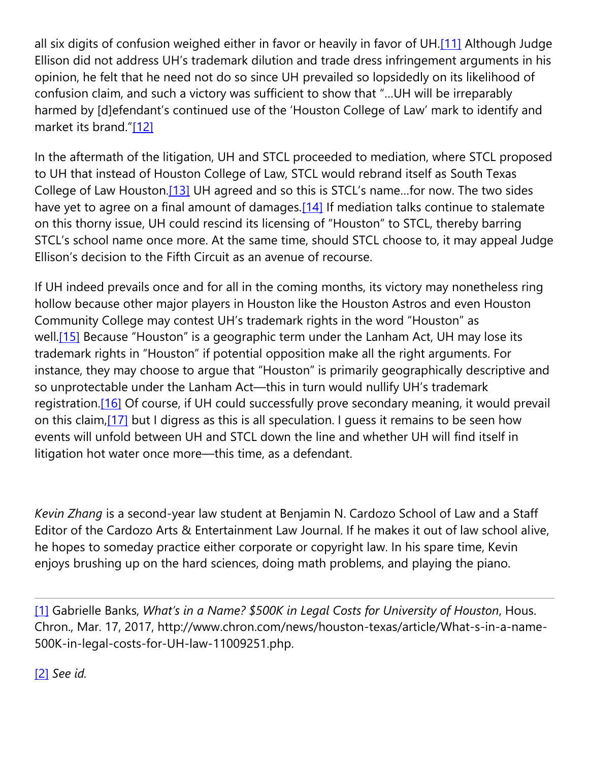all six digits of confusion weighed either in favor or heavily in favor of UH.[11] Although Judge Ellison did not address UH's trademark dilution and trade dress infringement arguments in his opinion, he felt that he need not do so since UH prevailed so lopsidedly on its likelihood of confusion claim, and such a victory was sufficient to show that "…UH will be irreparably harmed by [d]efendant's continued use of the 'Houston College of Law' mark to identify and market its brand."[12]

In the aftermath of the litigation, UH and STCL proceeded to mediation, where STCL proposed to UH that instead of Houston College of Law, STCL would rebrand itself as South Texas College of Law Houston.[13] UH agreed and so this is STCL's name…for now. The two sides have yet to agree on a final amount of damages.[14] If mediation talks continue to stalemate on this thorny issue, UH could rescind its licensing of "Houston" to STCL, thereby barring STCL's school name once more. At the same time, should STCL choose to, it may appeal Judge Ellison's decision to the Fifth Circuit as an avenue of recourse.

If UH indeed prevails once and for all in the coming months, its victory may nonetheless ring hollow because other major players in Houston like the Houston Astros and even Houston Community College may contest UH's trademark rights in the word "Houston" as well.[15] Because "Houston" is a geographic term under the Lanham Act, UH may lose its trademark rights in "Houston" if potential opposition make all the right arguments. For instance, they may choose to argue that "Houston" is primarily geographically descriptive and so unprotectable under the Lanham Act—this in turn would nullify UH's trademark registration.[16] Of course, if UH could successfully prove secondary meaning, it would prevail on this claim,[17] but I digress as this is all speculation. I guess it remains to be seen how events will unfold between UH and STCL down the line and whether UH will find itself in litigation hot water once more—this time, as a defendant.

*Kevin Zhang* is a second-year law student at Benjamin N. Cardozo School of Law and a Staff Editor of the Cardozo Arts & Entertainment Law Journal. If he makes it out of law school alive, he hopes to someday practice either corporate or copyright law. In his spare time, Kevin enjoys brushing up on the hard sciences, doing math problems, and playing the piano.

---

[1] Gabrielle Banks, *What's in a Name? $500K in Legal Costs for University of Houston*, Hous. Chron., Mar. 17, 2017, http://www.chron.com/news/houston-texas/article/What-s-in-a-name-500K-in-legal-costs-for-UH-law-11009251.php.

[2] *See id.*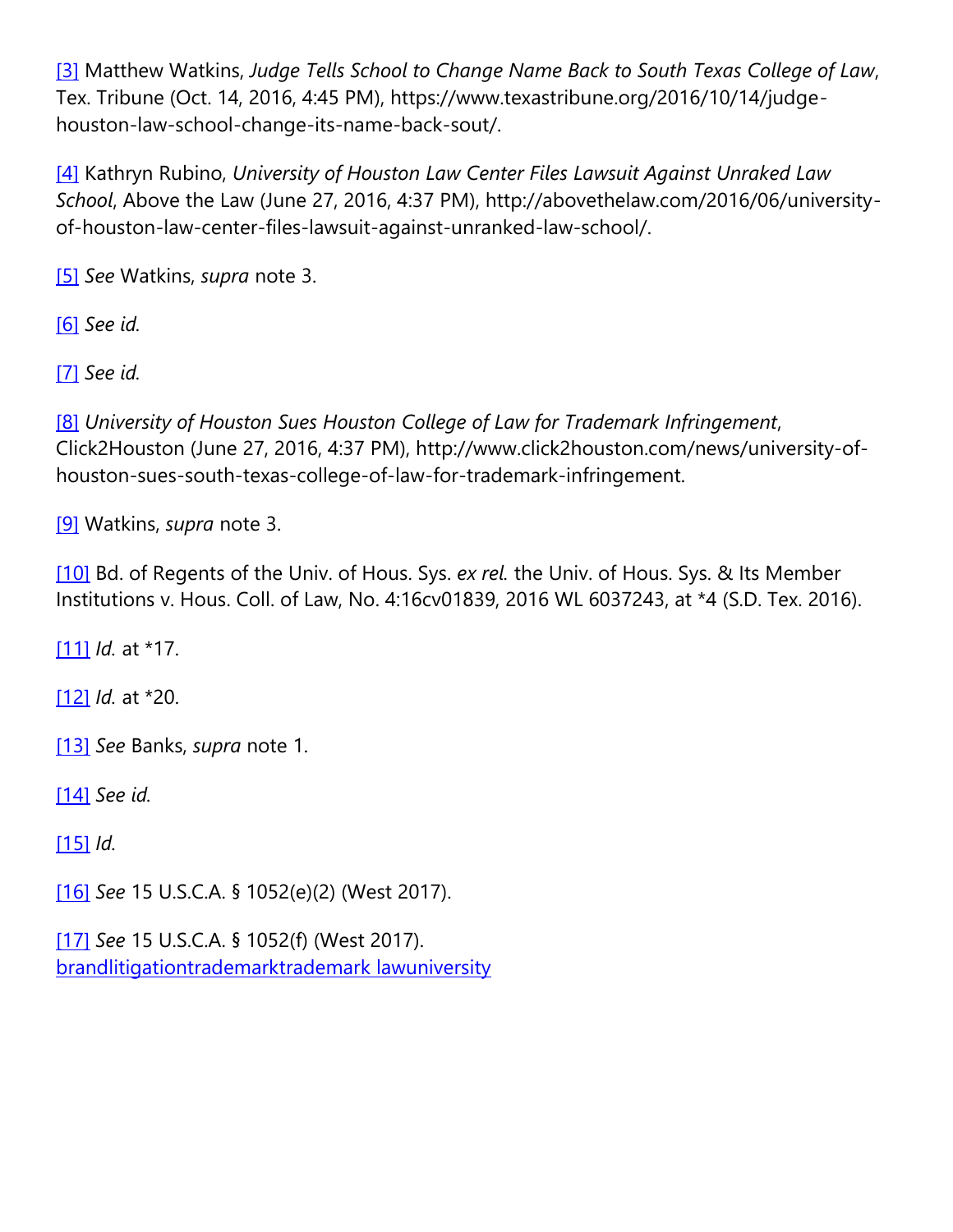[3] Matthew Watkins, *Judge Tells School to Change Name Back to South Texas College of Law*, Tex. Tribune (Oct. 14, 2016, 4:45 PM), https://www.texastribune.org/2016/10/14/judge-houston-law-school-change-its-name-back-sout/.

[4] Kathryn Rubino, *University of Houston Law Center Files Lawsuit Against Unraked Law School*, Above the Law (June 27, 2016, 4:37 PM), http://abovethelaw.com/2016/06/university-of-houston-law-center-files-lawsuit-against-unranked-law-school/.

[5] *See* Watkins, *supra* note 3.

[6] *See id.*

[7] *See id.*

[8] *University of Houston Sues Houston College of Law for Trademark Infringement*, Click2Houston (June 27, 2016, 4:37 PM), http://www.click2houston.com/news/university-of-houston-sues-south-texas-college-of-law-for-trademark-infringement.

[9] Watkins, *supra* note 3.

[10] Bd. of Regents of the Univ. of Hous. Sys. *ex rel.* the Univ. of Hous. Sys. & Its Member Institutions v. Hous. Coll. of Law, No. 4:16cv01839, 2016 WL 6037243, at *4 (S.D. Tex. 2016).

[11] *Id.* at *17.

[12] *Id.* at *20.

[13] *See* Banks, *supra* note 1.

[14] *See id.*

[15] *Id.*

[16] *See* 15 U.S.C.A. § 1052(e)(2) (West 2017).

[17] *See* 15 U.S.C.A. § 1052(f) (West 2017).

brandlitigationtrademarktrademark lawuniversity